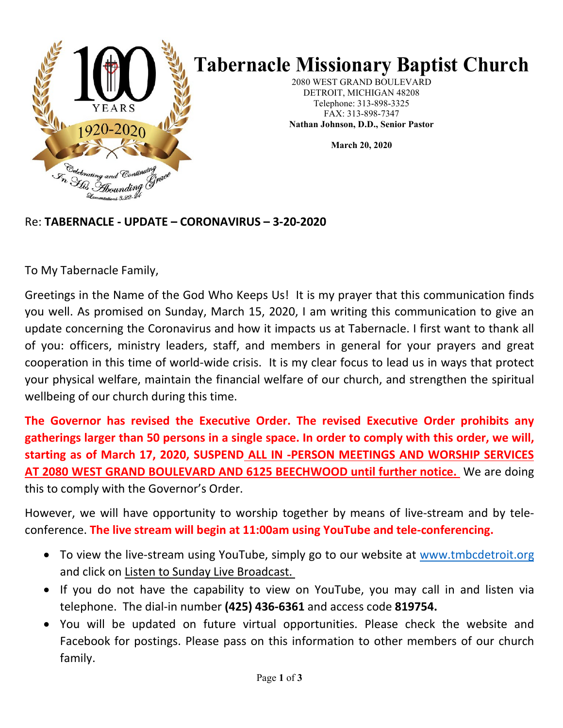# Tabernacle Missionary Baptist Church

2080 WEST GRAND BOULEVARD
DETROIT, MICHIGAN 48208
Telephone: 313-898-3325
FAX: 313-898-7347
**Nathan Johnson, D.D., Senior Pastor**

**March 20, 2020**

100 YEARS 1920-2020
*Celebrating and Continuing In His Abounding Grace*
*Lamentations 3:22-24*

Re: **TABERNACLE - UPDATE – CORONAVIRUS – 3-20-2020**

To My Tabernacle Family,

Greetings in the Name of the God Who Keeps Us! It is my prayer that this communication finds you well. As promised on Sunday, March 15, 2020, I am writing this communication to give an update concerning the Coronavirus and how it impacts us at Tabernacle. I first want to thank all of you: officers, ministry leaders, staff, and members in general for your prayers and great cooperation in this time of world-wide crisis. It is my clear focus to lead us in ways that protect your physical welfare, maintain the financial welfare of our church, and strengthen the spiritual wellbeing of our church during this time.

**The Governor has revised the Executive Order. The revised Executive Order prohibits any gatherings larger than 50 persons in a single space. In order to comply with this order, we will, starting as of March 17, 2020, SUSPEND ALL IN -PERSON MEETINGS AND WORSHIP SERVICES AT 2080 WEST GRAND BOULEVARD AND 6125 BEECHWOOD until further notice.** We are doing this to comply with the Governor's Order.

However, we will have opportunity to worship together by means of live-stream and by tele-conference. **The live stream will begin at 11:00am using YouTube and tele-conferencing.**

- To view the live-stream using YouTube, simply go to our website at www.tmbcdetroit.org and click on Listen to Sunday Live Broadcast.
- If you do not have the capability to view on YouTube, you may call in and listen via telephone. The dial-in number **(425) 436-6361** and access code **819754.**
- You will be updated on future virtual opportunities. Please check the website and Facebook for postings. Please pass on this information to other members of our church family.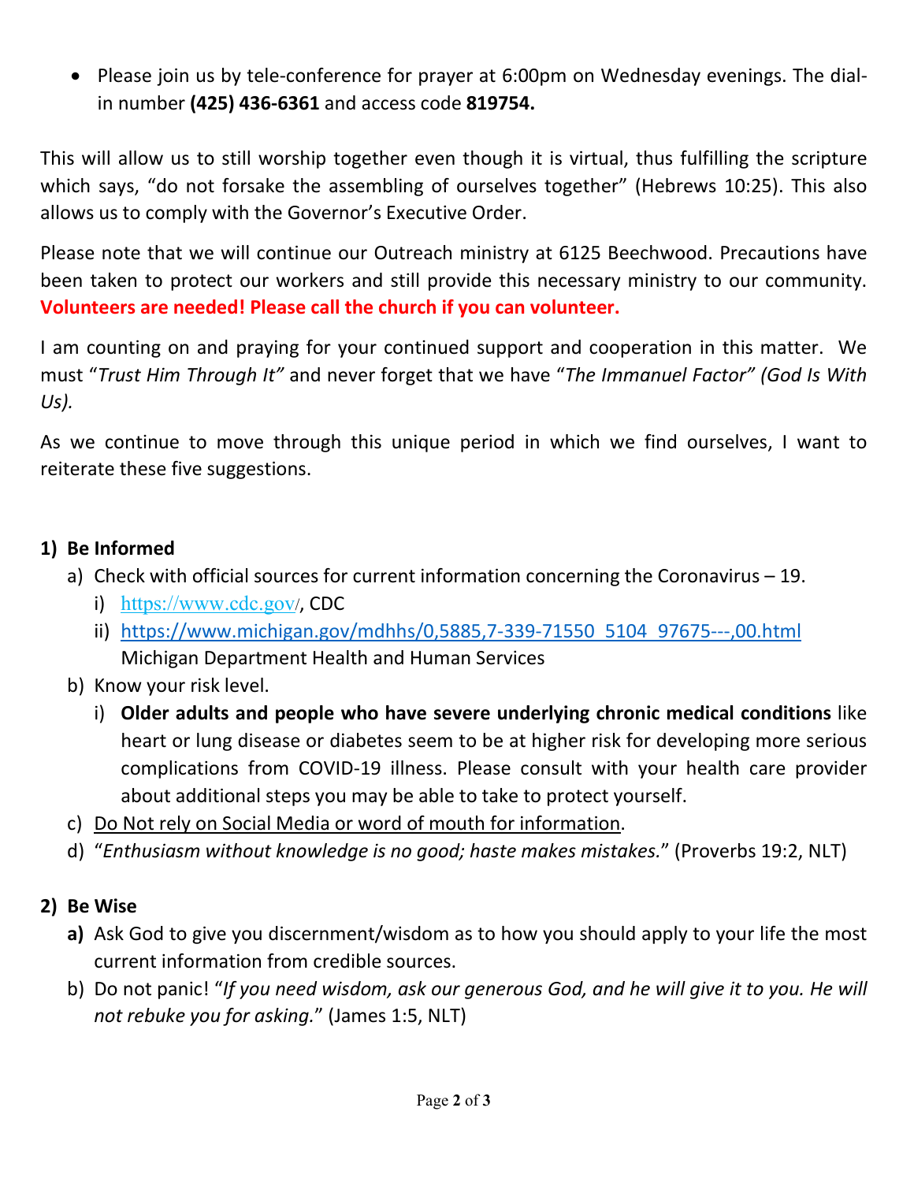- Please join us by tele-conference for prayer at 6:00pm on Wednesday evenings. The dial-in number **(425) 436-6361** and access code **819754.**

This will allow us to still worship together even though it is virtual, thus fulfilling the scripture which says, "do not forsake the assembling of ourselves together" (Hebrews 10:25). This also allows us to comply with the Governor's Executive Order.

Please note that we will continue our Outreach ministry at 6125 Beechwood. Precautions have been taken to protect our workers and still provide this necessary ministry to our community. **Volunteers are needed! Please call the church if you can volunteer.**

I am counting on and praying for your continued support and cooperation in this matter. We must "*Trust Him Through It"* and never forget that we have "*The Immanuel Factor" (God Is With Us).*

As we continue to move through this unique period in which we find ourselves, I want to reiterate these five suggestions.

**1) Be Informed**

a) Check with official sources for current information concerning the Coronavirus – 19.
   i) https://www.cdc.gov/, CDC
   ii) https://www.michigan.gov/mdhhs/0,5885,7-339-71550_5104_97675---,00.html Michigan Department Health and Human Services

b) Know your risk level.
   i) **Older adults and people who have severe underlying chronic medical conditions** like heart or lung disease or diabetes seem to be at higher risk for developing more serious complications from COVID-19 illness. Please consult with your health care provider about additional steps you may be able to take to protect yourself.

c) <u>Do Not rely on Social Media or word of mouth for information</u>.

d) "*Enthusiasm without knowledge is no good; haste makes mistakes.*" (Proverbs 19:2, NLT)

**2) Be Wise**

**a)** Ask God to give you discernment/wisdom as to how you should apply to your life the most current information from credible sources.

b) Do not panic! "*If you need wisdom, ask our generous God, and he will give it to you. He will not rebuke you for asking.*" (James 1:5, NLT)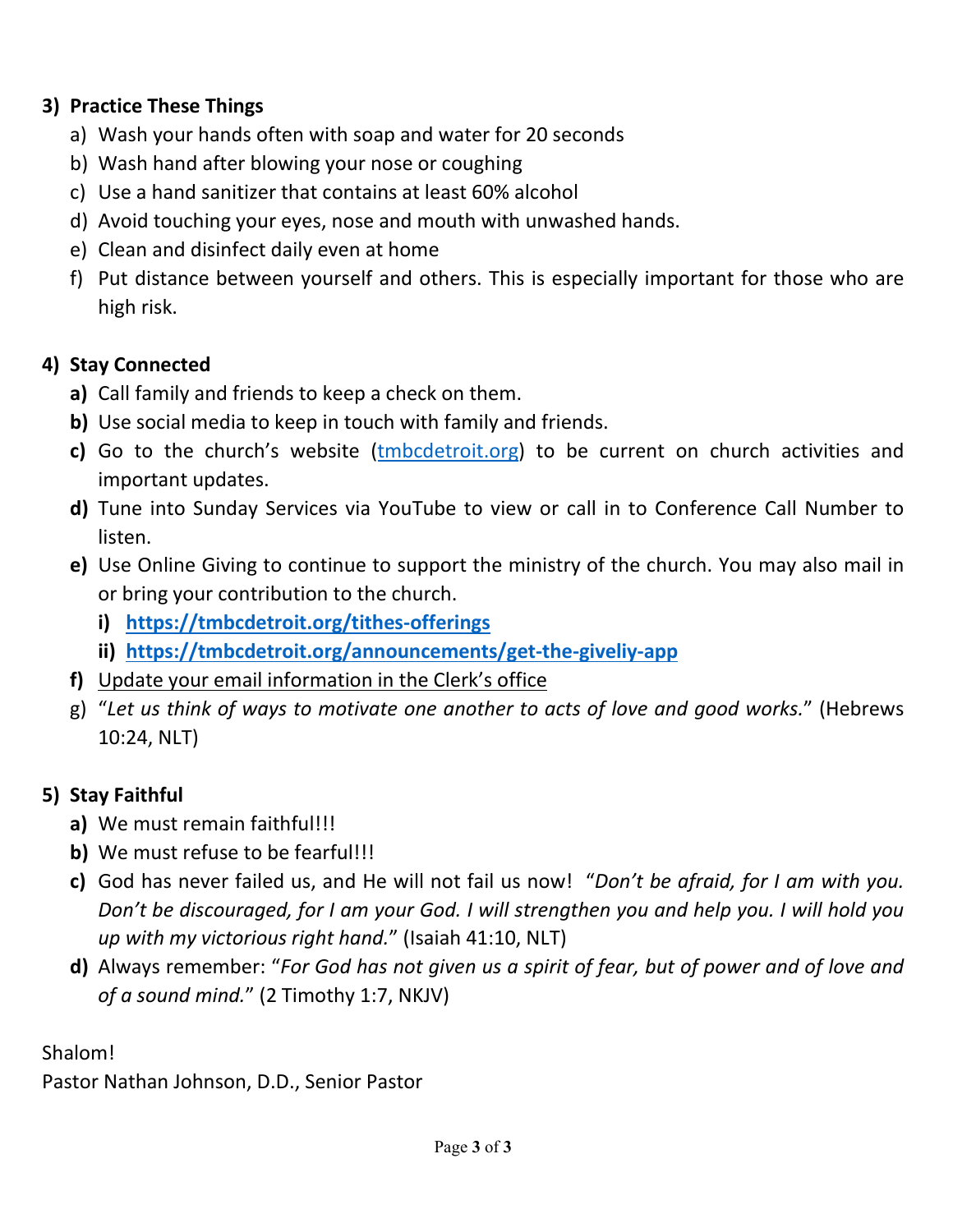3) **Practice These Things**

   a) Wash your hands often with soap and water for 20 seconds
   b) Wash hand after blowing your nose or coughing
   c) Use a hand sanitizer that contains at least 60% alcohol
   d) Avoid touching your eyes, nose and mouth with unwashed hands.
   e) Clean and disinfect daily even at home
   f) Put distance between yourself and others. This is especially important for those who are high risk.

4) **Stay Connected**

   **a)** Call family and friends to keep a check on them.
   **b)** Use social media to keep in touch with family and friends.
   **c)** Go to the church's website ([tmbcdetroit.org](tmbcdetroit.org)) to be current on church activities and important updates.
   **d)** Tune into Sunday Services via YouTube to view or call in to Conference Call Number to listen.
   **e)** Use Online Giving to continue to support the ministry of the church. You may also mail in or bring your contribution to the church.
      **i)** **https://tmbcdetroit.org/tithes-offerings**
      **ii)** **https://tmbcdetroit.org/announcements/get-the-giveliy-app**
   **f)** Update your email information in the Clerk's office
   g) "*Let us think of ways to motivate one another to acts of love and good works.*" (Hebrews 10:24, NLT)

5) **Stay Faithful**

   **a)** We must remain faithful!!!
   **b)** We must refuse to be fearful!!!
   **c)** God has never failed us, and He will not fail us now! "*Don't be afraid, for I am with you. Don't be discouraged, for I am your God. I will strengthen you and help you. I will hold you up with my victorious right hand.*" (Isaiah 41:10, NLT)
   **d)** Always remember: "*For God has not given us a spirit of fear, but of power and of love and of a sound mind.*" (2 Timothy 1:7, NKJV)

Shalom!
Pastor Nathan Johnson, D.D., Senior Pastor